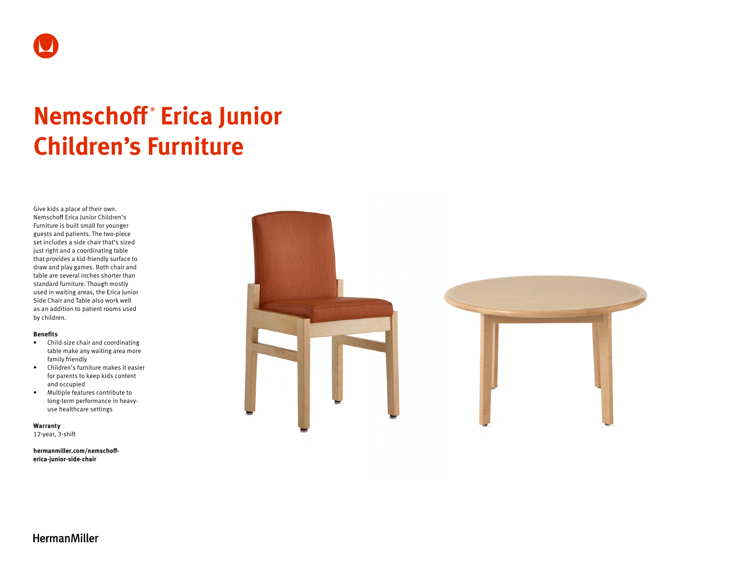# Nemschoff® Erica Junior Children's Furniture

Give kids a place of their own. Nemschoff Erica Junior Children's Furniture is built small for younger guests and patients. The two-piece set includes a side chair that's sized just right and a coordinating table that provides a kid-friendly surface to draw and play games. Both chair and table are several inches shorter than standard furniture. Though mostly used in waiting areas, the Erica Junior Side Chair and Table also work well as an addition to patient rooms used by children.

**Benefits**

- Child-size chair and coordinating table make any waiting area more family friendly
- Children's furniture makes it easier for parents to keep kids content and occupied
- Multiple features contribute to long-term performance in heavy-use healthcare settings

**Warranty**
12-year, 3-shift

**hermanmiller.com/nemschoff-erica-junior-side-chair**

HermanMiller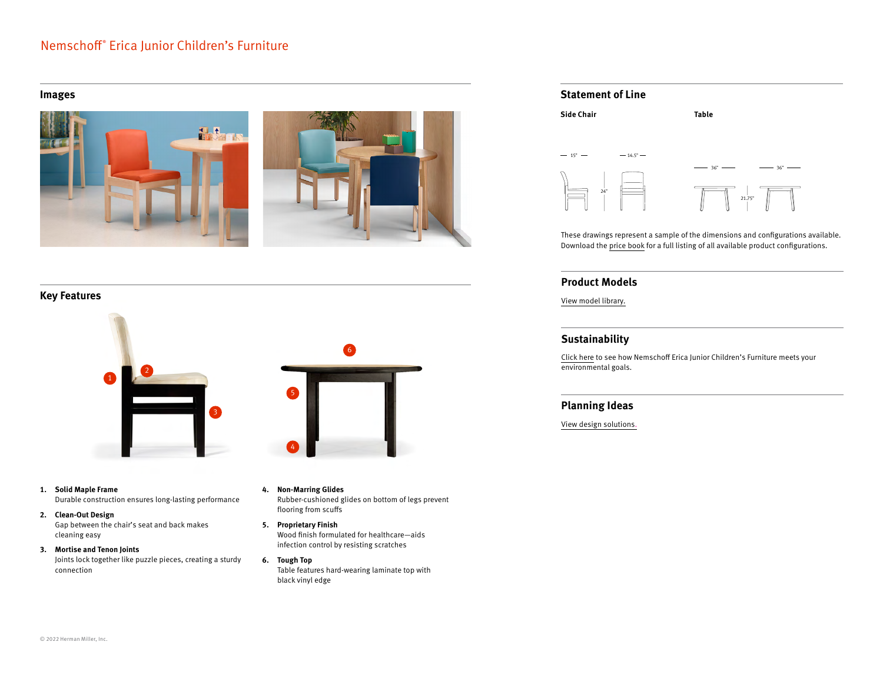# Nemschoff® Erica Junior Children's Furniture

## Images

## Key Features

1. **Solid Maple Frame**
   Durable construction ensures long-lasting performance
2. **Clean-Out Design**
   Gap between the chair's seat and back makes cleaning easy
3. **Mortise and Tenon Joints**
   Joints lock together like puzzle pieces, creating a sturdy connection
4. **Non-Marring Glides**
   Rubber-cushioned glides on bottom of legs prevent flooring from scuffs
5. **Proprietary Finish**
   Wood finish formulated for healthcare—aids infection control by resisting scratches
6. **Tough Top**
   Table features hard-wearing laminate top with black vinyl edge

## Statement of Line

**Side Chair**

15"
14.5"
24"

**Table**

36"
36"
21.75"

These drawings represent a sample of the dimensions and configurations available. Download the price book for a full listing of all available product configurations.

## Product Models

View model library.

## Sustainability

Click here to see how Nemschoff Erica Junior Children's Furniture meets your environmental goals.

## Planning Ideas

View design solutions.

© 2022 Herman Miller, Inc.